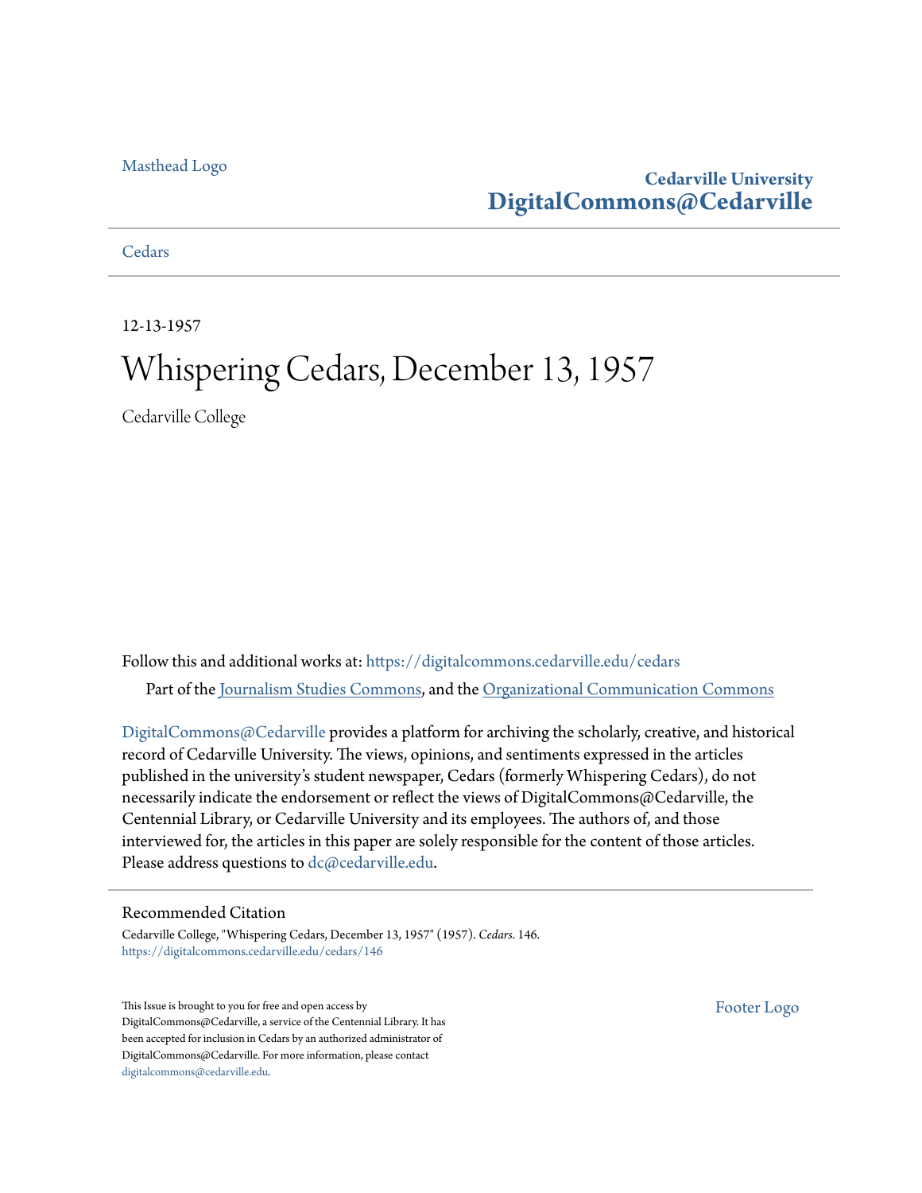Masthead Logo

**Cedarville University**
**DigitalCommons@Cedarville**

Cedars

12-13-1957

# Whispering Cedars, December 13, 1957

Cedarville College

Follow this and additional works at: https://digitalcommons.cedarville.edu/cedars

Part of the Journalism Studies Commons, and the Organizational Communication Commons

DigitalCommons@Cedarville provides a platform for archiving the scholarly, creative, and historical record of Cedarville University. The views, opinions, and sentiments expressed in the articles published in the university's student newspaper, Cedars (formerly Whispering Cedars), do not necessarily indicate the endorsement or reflect the views of DigitalCommons@Cedarville, the Centennial Library, or Cedarville University and its employees. The authors of, and those interviewed for, the articles in this paper are solely responsible for the content of those articles. Please address questions to dc@cedarville.edu.

## Recommended Citation

Cedarville College, "Whispering Cedars, December 13, 1957" (1957). *Cedars*. 146.
https://digitalcommons.cedarville.edu/cedars/146

This Issue is brought to you for free and open access by DigitalCommons@Cedarville, a service of the Centennial Library. It has been accepted for inclusion in Cedars by an authorized administrator of DigitalCommons@Cedarville. For more information, please contact digitalcommons@cedarville.edu.

Footer Logo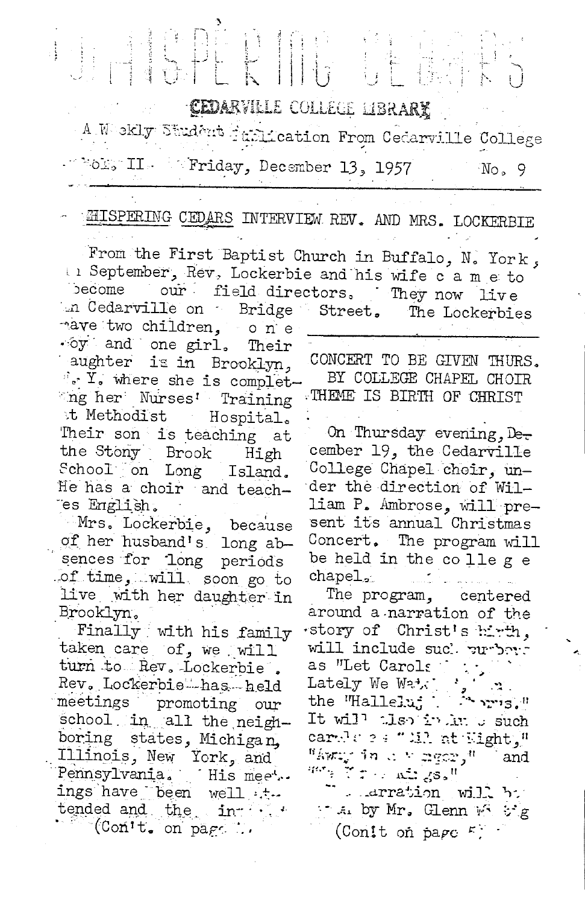# WHISPERING CEDARS

CEDARVILLE COLLEGE LIBRARY

A Weekly Student Publication From Cedarville College

Vol. II    Friday, December 13, 1957    No. 9

## WHISPERING CEDARS INTERVIEW REV. AND MRS. LOCKERBIE

From the First Baptist Church in Buffalo, N. York, in September, Rev. Lockerbie and his wife came to become our field directors. They now live in Cedarville on Bridge Street. The Lockerbies have two children, one boy and one girl. Their daughter is in Brooklyn, N. Y. where she is completing her Nurses' Training at Methodist Hospital. Their son is teaching at the Stony Brook High School on Long Island. He has a choir and teaches English.

Mrs. Lockerbie, because of her husband's long absences for long periods of time, will soon go to live with her daughter in Brooklyn.

Finally with his family taken care of, we will turn to Rev. Lockerbie. Rev. Lockerbie has held meetings promoting our school in all the neighboring states, Michigan, Illinois, New York, and Pennsylvania. His meetings have been well attended and the in- · · ·

(Con't. on page ..)

## CONCERT TO BE GIVEN THURS. BY COLLEGE CHAPEL CHOIR THEME IS BIRTH OF CHRIST

On Thursday evening, December 19, the Cedarville College Chapel choir, under the direction of William P. Ambrose, will present its annual Christmas Concert. The program will be held in the college chapel.

The program, centered around a narration of the story of Christ's birth, will include such numbers as "Let Carols ... Lately We Wat... the "Hallelu... ...rus." It will also include such carols as "...ll at Night," "Away in a Manger," and "... Kings."

... narration will b... by Mr. Glenn W... g

(Con't on page ..)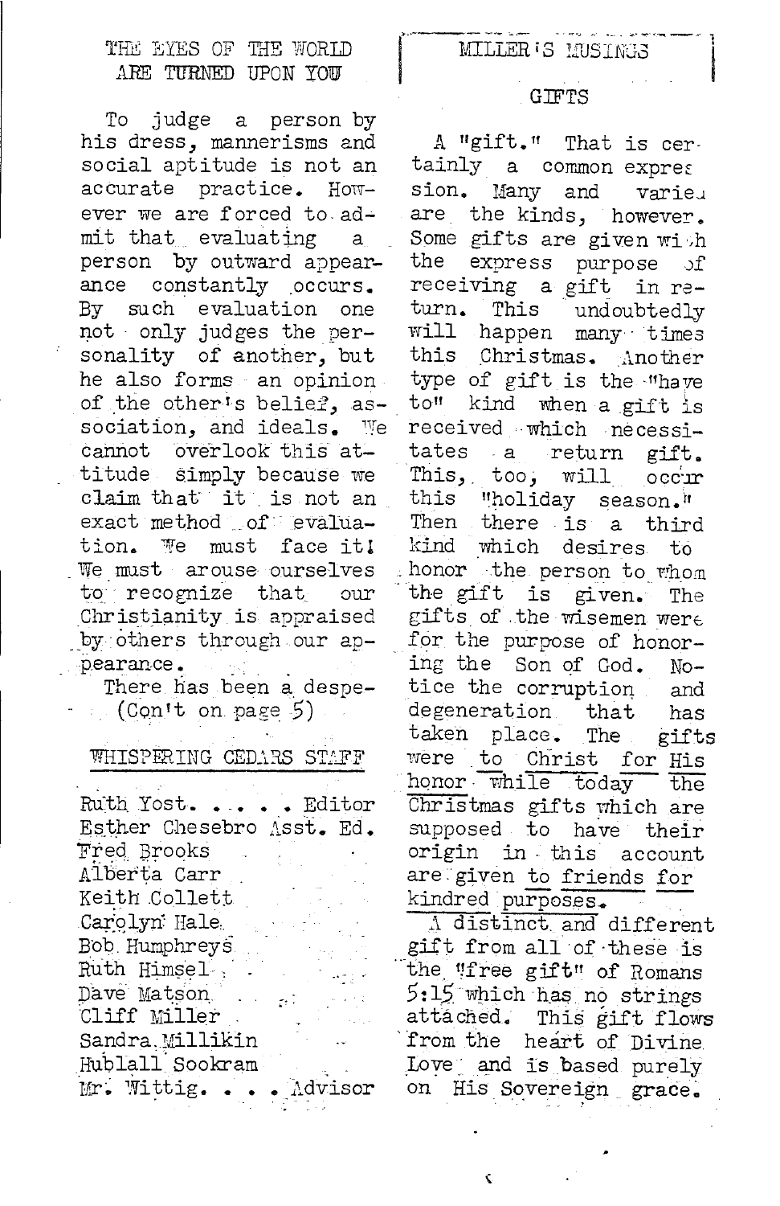## THE EYES OF THE WORLD ARE TURNED UPON YOU

To judge a person by his dress, mannerisms and social aptitude is not an accurate practice. However we are forced to admit that evaluating a person by outward appearance constantly occurs. By such evaluation one not only judges the personality of another, but he also forms an opinion of the other's belief, association, and ideals. We cannot overlook this attitude simply because we claim that it is not an exact method of evaluation. We must face it! We must arouse ourselves to recognize that our Christianity is appraised by others through our appearance.

There has been a despe-
(Con't on page 5)

## WHISPERING CEDARS STAFF

Ruth Yost. . . . . Editor
Esther Chesebro Asst. Ed.
Fred Brooks
Alberta Carr
Keith Collett
Carolyn Hale
Bob Humphreys
Ruth Himsel
Dave Matson
Cliff Miller
Sandra Millikin
Hublall Sookram
Mr. Wittig. . . . Advisor

## MILLER'S MUSINGS

### GIFTS

A "gift." That is certainly a common expression. Many and varied are the kinds, however. Some gifts are given with the express purpose of receiving a gift in return. This undoubtedly will happen many times this Christmas. Another type of gift is the "have to" kind when a gift is received which necessitates a return gift. This, too, will occur this "holiday season." Then there is a third kind which desires to honor the person to whom the gift is given. The gifts of the wisemen were for the purpose of honoring the Son of God. Notice the corruption and degeneration that has taken place. The gifts were to Christ for His honor while today the Christmas gifts which are supposed to have their origin in this account are given to friends for kindred purposes.

A distinct and different gift from all of these is the "free gift" of Romans 5:15 which has no strings attached. This gift flows from the heart of Divine Love and is based purely on His Sovereign grace.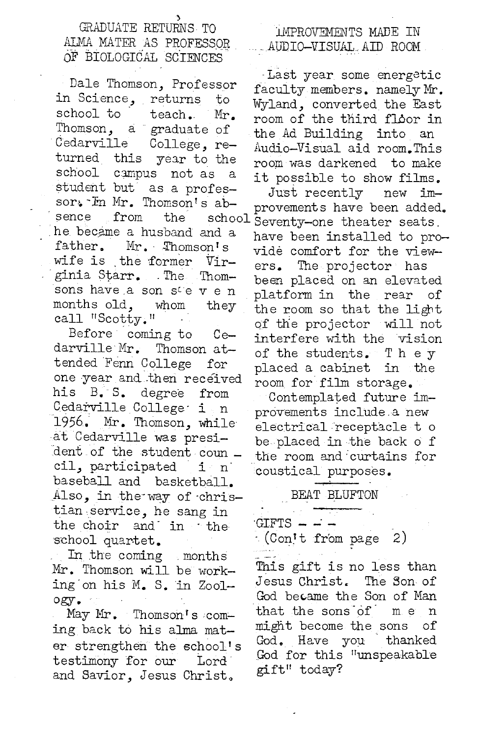## GRADUATE RETURNS TO ALMA MATER AS PROFESSOR OF BIOLOGICAL SCIENCES

Dale Thomson, Professor in Science, returns to school to teach. Mr. Thomson, a graduate of Cedarville College, returned this year to the school campus not as a student but as a professor. In Mr. Thomson's absence from the school he became a husband and a father. Mr. Thomson's wife is the former Virginia Starr. The Thomsons have a son seven months old, whom they call "Scotty."

Before coming to Cedarville Mr. Thomson attended Fenn College for one year and then received his B. S. degree from Cedarville College in 1956. Mr. Thomson, while at Cedarville was president of the student council, participated in baseball and basketball. Also, in the way of christian service, he sang in the choir and in the school quartet.

In the coming months Mr. Thomson will be working on his M. S. in Zoology.

May Mr. Thomson's coming back to his alma mater strengthen the school's testimony for our Lord and Savior, Jesus Christ.

## IMPROVEMENTS MADE IN AUDIO-VISUAL AID ROOM

Last year some energetic faculty members, namely Mr. Wyland, converted the East room of the third floor in the Ad Building into an Audio-Visual aid room. This room was darkened to make it possible to show films.

Just recently new improvements have been added. Seventy-one theater seats have been installed to provide comfort for the viewers. The projector has been placed on an elevated platform in the rear of the room so that the light of the projector will not interfere with the vision of the students. They placed a cabinet in the room for film storage.

Contemplated future improvements include a new electrical receptacle to be placed in the back of the room and curtains for coustical purposes.

---

BEAT BLUFTON

---

GIFTS - - -
(Con't from page 2)

This gift is no less than Jesus Christ. The Son of God became the Son of Man that the sons of men might become the sons of God. Have you thanked God for this "unspeakable gift" today?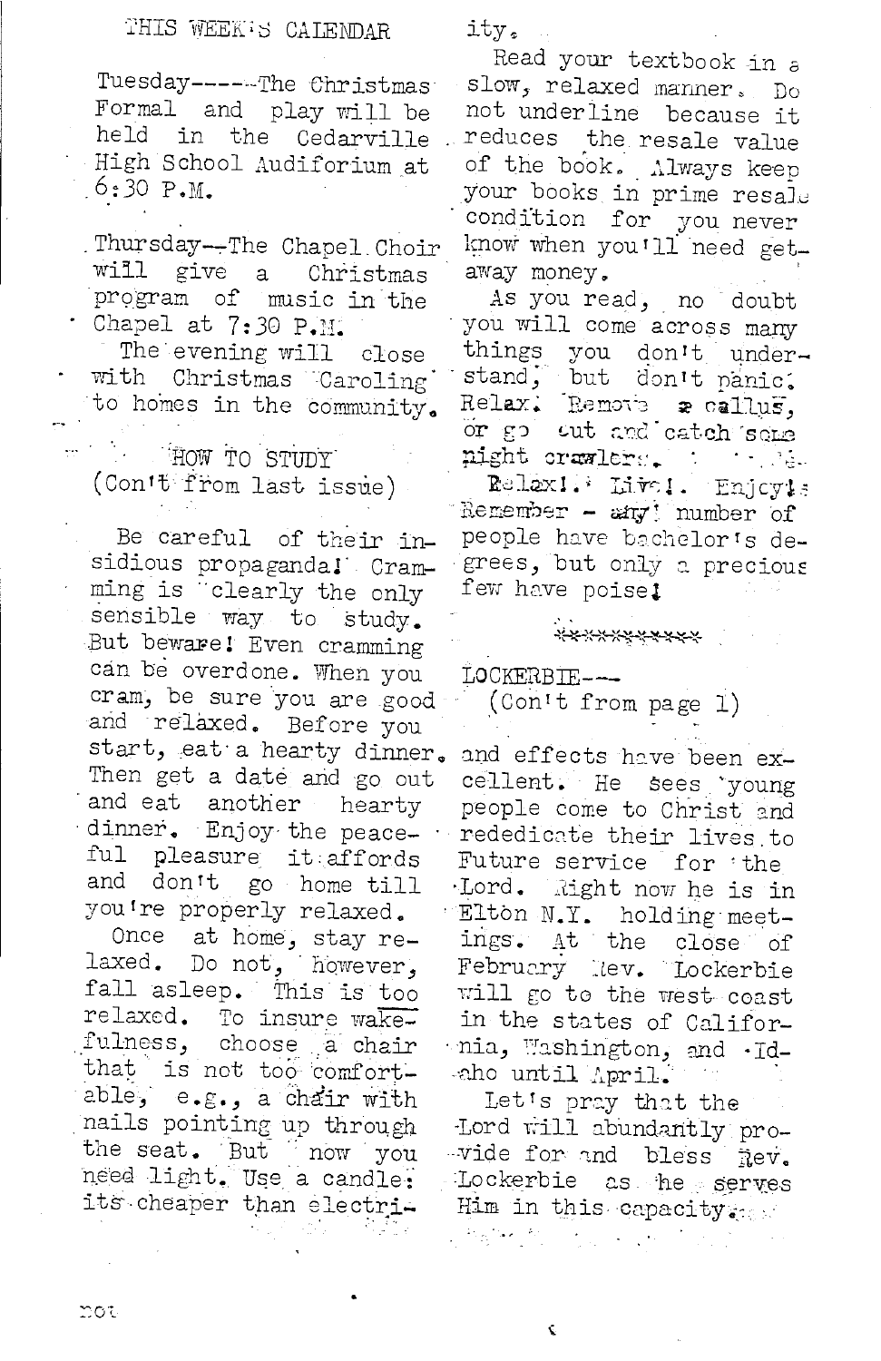THIS WEEK'S CALENDAR

Tuesday-----The Christmas Formal and play will be held in the Cedarville High School Audiforium at 6:30 P.M.

Thursday--The Chapel Choir will give a Christmas program of music in the Chapel at 7:30 P.M.

The evening will close with Christmas Caroling to homes in the community.

HOW TO STUDY
(Con't from last issue)

Be careful of their insidious propaganda! Cramming is clearly the only sensible way to study. But beware! Even cramming can be overdone. When you cram, be sure you are good and relaxed. Before you start, eat a hearty dinner. Then get a date and go out and eat another hearty dinner. Enjoy the peaceful pleasure it affords and don't go home till you're properly relaxed.

Once at home, stay relaxed. Do not, however, fall asleep. This is too relaxed. To insure wakefulness, choose a chair that is not too comfortable, e.g., a chair with nails pointing up through the seat. But now you need light. Use a candle: its cheaper than electricity.

Read your textbook in a slow, relaxed manner. Do not underline because it reduces the resale value of the book. Always keep your books in prime resale condition for you never know when you'll need getaway money.

As you read, no doubt you will come across many things you don't understand, but don't panic! Relax! Remove a callus, or go cut and catch some night crawlers.

Relax! Live! Enjoy! Remember - any number of people have bachelor's degrees, but only a precious few have poise!

**********

LOCKERBIE---
(Con't from page 1)

and effects have been excellent. He sees young people come to Christ and rededicate their lives to Future service for the Lord. Right now he is in Elton N.Y. holding meetings. At the close of February Rev. Lockerbie will go to the west coast in the states of California, Washington, and Idaho until April.

Let's pray that the Lord will abundantly provide for and bless Rev. Lockerbie as he serves Him in this capacity.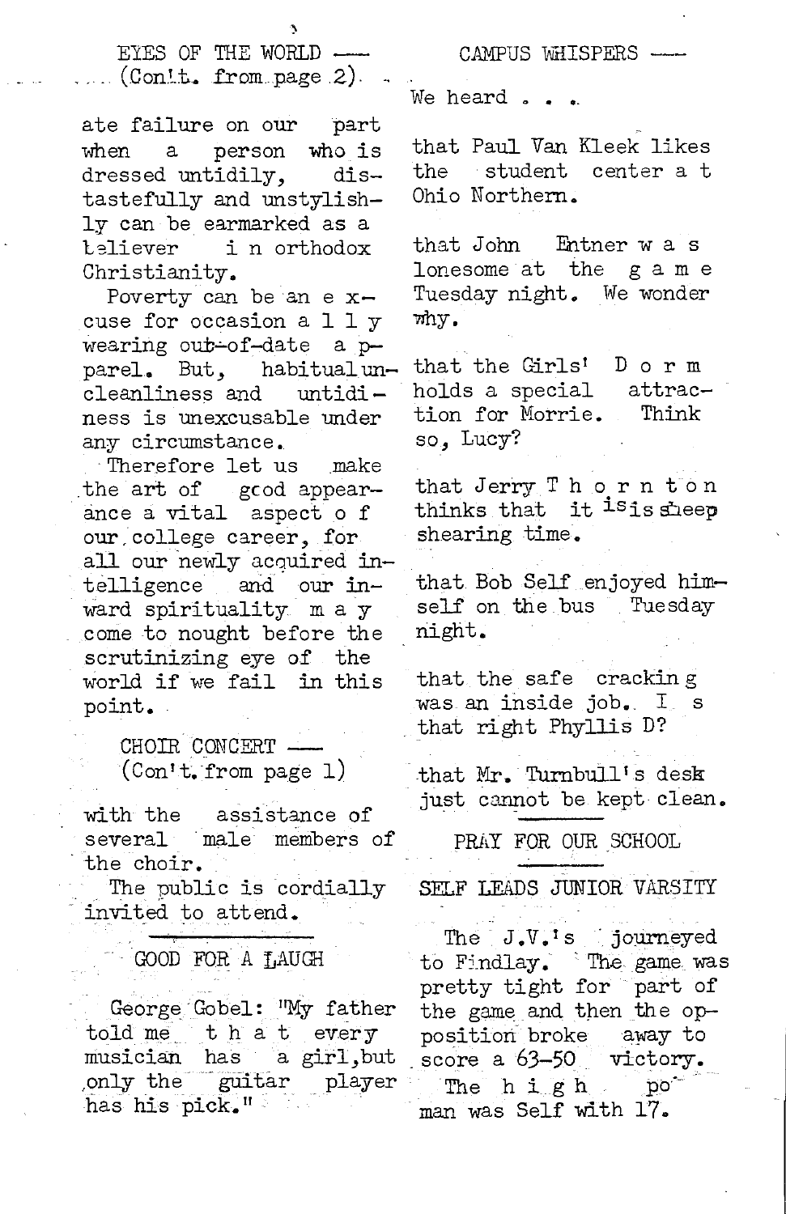EYES OF THE WORLD —
(Con't. from page 2)

ate failure on our part when a person who is dressed untidily, distastefully and unstylishly can be earmarked as a believer in orthodox Christianity.

Poverty can be an excuse for occasionally wearing out-of-date apparel. But, habitual uncleanliness and untidiness is unexcusable under any circumstance.

Therefore let us make the art of good appearance a vital aspect of our college career, for all our newly acquired intelligence and our inward spirituality may come to nought before the scrutinizing eye of the world if we fail in this point.

CHOIR CONCERT —
(Con't. from page 1)

with the assistance of several male members of the choir.

The public is cordially invited to attend.

GOOD FOR A LAUGH

George Gobel: "My father told me that every musician has a girl, but only the guitar player has his pick."

CAMPUS WHISPERS —

We heard . . .

that Paul Van Kleek likes the student center at Ohio Northern.

that John Entner was lonesome at the game Tuesday night. We wonder why.

that the Girls' Dorm holds a special attraction for Morrie. Think so, Lucy?

that Jerry Thornton thinks that it is is sheep shearing time.

that Bob Self enjoyed himself on the bus Tuesday night.

that the safe cracking was an inside job. Is that right Phyllis D?

that Mr. Turnbull's desk just cannot be kept clean.

PRAY FOR OUR SCHOOL

SELF LEADS JUNIOR VARSITY

The J.V.'s journeyed to Findlay. The game was pretty tight for part of the game and then the opposition broke away to score a 63-50 victory. The high point man was Self with 17.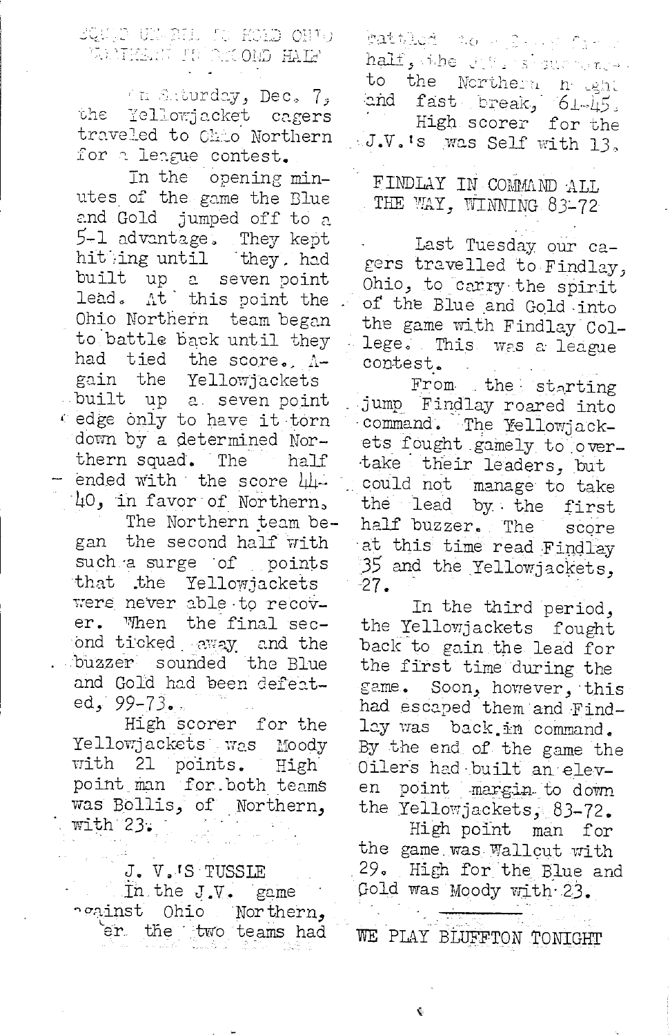## SQUAD UNABLE TO HOLD OHIO NORTHERN IN SECOND HALF

On Saturday, Dec. 7, the Yellowjacket cagers traveled to Ohio Northern for a league contest.

In the opening minutes of the game the Blue and Gold jumped off to a 5-1 advantage. They kept hitting until they had built up a seven point lead. At this point the Ohio Northern team began to battle back until they had tied the score. Again the Yellowjackets built up a seven point edge only to have it torn down by a determined Northern squad. The half ended with the score 44-40, in favor of Northern.

The Northern team began the second half with such a surge of points that the Yellowjackets were never able to recover. When the final second ticked away and the buzzer sounded the Blue and Gold had been defeated, 99-73.

High scorer for the Yellowjackets was Moody with 21 points. High point man for both teams was Bollis, of Northern, with 23.

### J. V.'S TUSSLE

In the J.V. game against Ohio Northern, after the two teams had battled to a ... first half, the J.V.'s succumbed to the Northern height and fast break, 61-45.

High scorer for the J.V.'s was Self with 13.

## FINDLAY IN COMMAND ALL THE WAY, WINNING 83-72

Last Tuesday our cagers travelled to Findlay, Ohio, to carry the spirit of the Blue and Gold into the game with Findlay College. This was a league contest.

From the starting jump Findlay roared into command. The Yellowjackets fought gamely to overtake their leaders, but could not manage to take the lead by the first half buzzer. The score at this time read Findlay 35 and the Yellowjackets, 27.

In the third period, the Yellowjackets fought back to gain the lead for the first time during the game. Soon, however, this had escaped them and Findlay was back in command. By the end of the game the Oilers had built an eleven point margin to down the Yellowjackets, 83-72.

High point man for the game was Wallcut with 29. High for the Blue and Gold was Moody with 23.

---

WE PLAY BLUFFTON TONIGHT